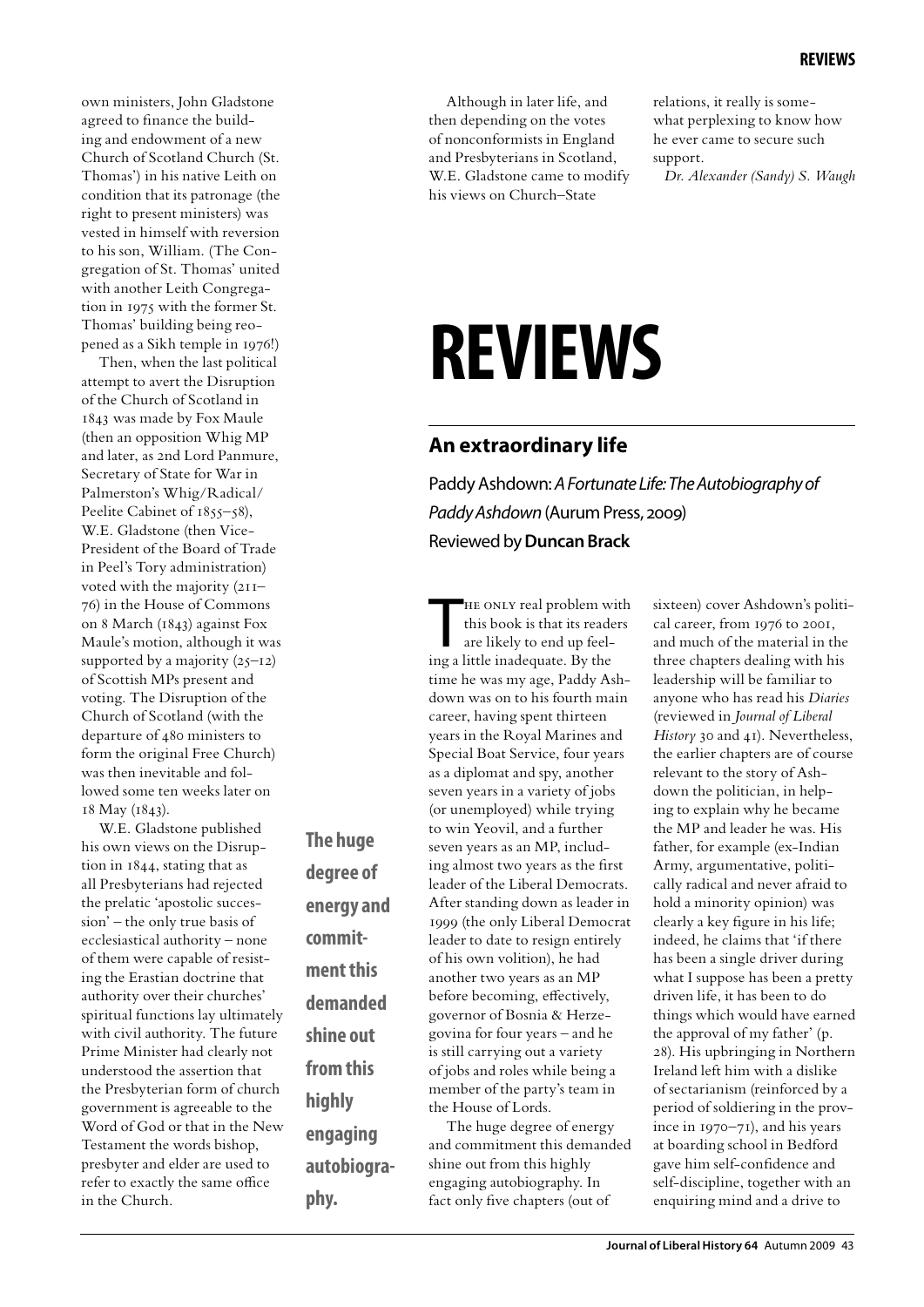own ministers, John Gladstone agreed to finance the building and endowment of a new Church of Scotland Church (St. Thomas') in his native Leith on condition that its patronage (the right to present ministers) was vested in himself with reversion to his son, William. (The Congregation of St. Thomas' united with another Leith Congregation in 1975 with the former St. Thomas' building being reopened as a Sikh temple in 1976!)

Then, when the last political attempt to avert the Disruption of the Church of Scotland in 1843 was made by Fox Maule (then an opposition Whig MP and later, as 2nd Lord Panmure, Secretary of State for War in Palmerston's Whig/Radical/Peelite Cabinet of 1855–58), W.E. Gladstone (then Vice-President of the Board of Trade in Peel's Tory administration) voted with the majority (211–76) in the House of Commons on 8 March (1843) against Fox Maule's motion, although it was supported by a majority (25–12) of Scottish MPs present and voting. The Disruption of the Church of Scotland (with the departure of 480 ministers to form the original Free Church) was then inevitable and followed some ten weeks later on 18 May (1843).

W.E. Gladstone published his own views on the Disruption in 1844, stating that as all Presbyterians had rejected the prelatic 'apostolic succession' – the only true basis of ecclesiastical authority – none of them were capable of resisting the Erastian doctrine that authority over their churches' spiritual functions lay ultimately with civil authority. The future Prime Minister had clearly not understood the assertion that the Presbyterian form of church government is agreeable to the Word of God or that in the New Testament the words bishop, presbyter and elder are used to refer to exactly the same office in the Church.

Although in later life, and then depending on the votes of nonconformists in England and Presbyterians in Scotland, W.E. Gladstone came to modify his views on Church–State relations, it really is somewhat perplexing to know how he ever came to secure such support.

*Dr. Alexander (Sandy) S. Waugh*

# REVIEWS

## An extraordinary life

Paddy Ashdown: *A Fortunate Life: The Autobiography of Paddy Ashdown* (Aurum Press, 2009)
Reviewed by **Duncan Brack**

The only real problem with this book is that its readers are likely to end up feeling a little inadequate. By the time he was my age, Paddy Ashdown was on to his fourth main career, having spent thirteen years in the Royal Marines and Special Boat Service, four years as a diplomat and spy, another seven years in a variety of jobs (or unemployed) while trying to win Yeovil, and a further seven years as an MP, including almost two years as the first leader of the Liberal Democrats. After standing down as leader in 1999 (the only Liberal Democrat leader to date to resign entirely of his own volition), he had another two years as an MP before becoming, effectively, governor of Bosnia & Herzegovina for four years – and he is still carrying out a variety of jobs and roles while being a member of the party's team in the House of Lords.

**The huge degree of energy and commitment this demanded shine out from this highly engaging autobiography.**

The huge degree of energy and commitment this demanded shine out from this highly engaging autobiography. In fact only five chapters (out of sixteen) cover Ashdown's political career, from 1976 to 2001, and much of the material in the three chapters dealing with his leadership will be familiar to anyone who has read his *Diaries* (reviewed in *Journal of Liberal History* 30 and 41). Nevertheless, the earlier chapters are of course relevant to the story of Ashdown the politician, in helping to explain why he became the MP and leader he was. His father, for example (ex-Indian Army, argumentative, politically radical and never afraid to hold a minority opinion) was clearly a key figure in his life; indeed, he claims that 'if there has been a single driver during what I suppose has been a pretty driven life, it has been to do things which would have earned the approval of my father' (p. 28). His upbringing in Northern Ireland left him with a dislike of sectarianism (reinforced by a period of soldiering in the province in 1970–71), and his years at boarding school in Bedford gave him self-confidence and self-discipline, together with an enquiring mind and a drive to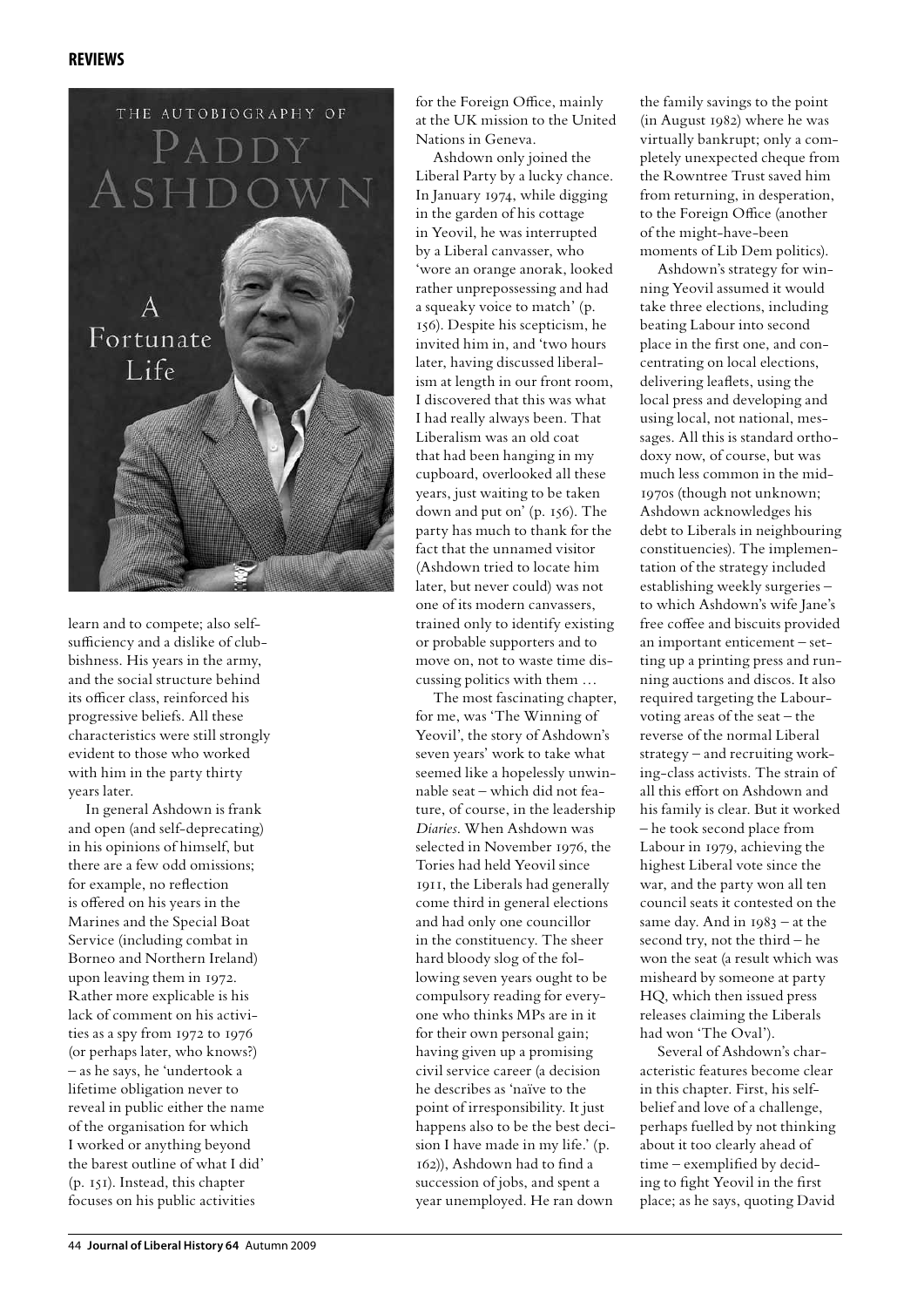learn and to compete; also self-sufficiency and a dislike of clubbishness. His years in the army, and the social structure behind its officer class, reinforced his progressive beliefs. All these characteristics were still strongly evident to those who worked with him in the party thirty years later.

In general Ashdown is frank and open (and self-deprecating) in his opinions of himself, but there are a few odd omissions; for example, no reflection is offered on his years in the Marines and the Special Boat Service (including combat in Borneo and Northern Ireland) upon leaving them in 1972. Rather more explicable is his lack of comment on his activities as a spy from 1972 to 1976 (or perhaps later, who knows?) – as he says, he 'undertook a lifetime obligation never to reveal in public either the name of the organisation for which I worked or anything beyond the barest outline of what I did' (p. 151). Instead, this chapter focuses on his public activities for the Foreign Office, mainly at the UK mission to the United Nations in Geneva.

Ashdown only joined the Liberal Party by a lucky chance. In January 1974, while digging in the garden of his cottage in Yeovil, he was interrupted by a Liberal canvasser, who 'wore an orange anorak, looked rather unprepossessing and had a squeaky voice to match' (p. 156). Despite his scepticism, he invited him in, and 'two hours later, having discussed liberalism at length in our front room, I discovered that this was what I had really always been. That Liberalism was an old coat that had been hanging in my cupboard, overlooked all these years, just waiting to be taken down and put on' (p. 156). The party has much to thank for the fact that the unnamed visitor (Ashdown tried to locate him later, but never could) was not one of its modern canvassers, trained only to identify existing or probable supporters and to move on, not to waste time discussing politics with them …

The most fascinating chapter, for me, was 'The Winning of Yeovil', the story of Ashdown's seven years' work to take what seemed like a hopelessly unwinnable seat – which did not feature, of course, in the leadership *Diaries*. When Ashdown was selected in November 1976, the Tories had held Yeovil since 1911, the Liberals had generally come third in general elections and had only one councillor in the constituency. The sheer hard bloody slog of the following seven years ought to be compulsory reading for everyone who thinks MPs are in it for their own personal gain; having given up a promising civil service career (a decision he describes as 'naïve to the point of irresponsibility. It just happens also to be the best decision I have made in my life.' (p. 162)), Ashdown had to find a succession of jobs, and spent a year unemployed. He ran down the family savings to the point (in August 1982) where he was virtually bankrupt; only a completely unexpected cheque from the Rowntree Trust saved him from returning, in desperation, to the Foreign Office (another of the might-have-been moments of Lib Dem politics).

Ashdown's strategy for winning Yeovil assumed it would take three elections, including beating Labour into second place in the first one, and concentrating on local elections, delivering leaflets, using the local press and developing and using local, not national, messages. All this is standard orthodoxy now, of course, but was much less common in the mid-1970s (though not unknown; Ashdown acknowledges his debt to Liberals in neighbouring constituencies). The implementation of the strategy included establishing weekly surgeries – to which Ashdown's wife Jane's free coffee and biscuits provided an important enticement – setting up a printing press and running auctions and discos. It also required targeting the Labour-voting areas of the seat – the reverse of the normal Liberal strategy – and recruiting working-class activists. The strain of all this effort on Ashdown and his family is clear. But it worked – he took second place from Labour in 1979, achieving the highest Liberal vote since the war, and the party won all ten council seats it contested on the same day. And in 1983 – at the second try, not the third – he won the seat (a result which was misheard by someone at party HQ, which then issued press releases claiming the Liberals had won 'The Oval').

Several of Ashdown's characteristic features become clear in this chapter. First, his self-belief and love of a challenge, perhaps fuelled by not thinking about it too clearly ahead of time – exemplified by deciding to fight Yeovil in the first place; as he says, quoting David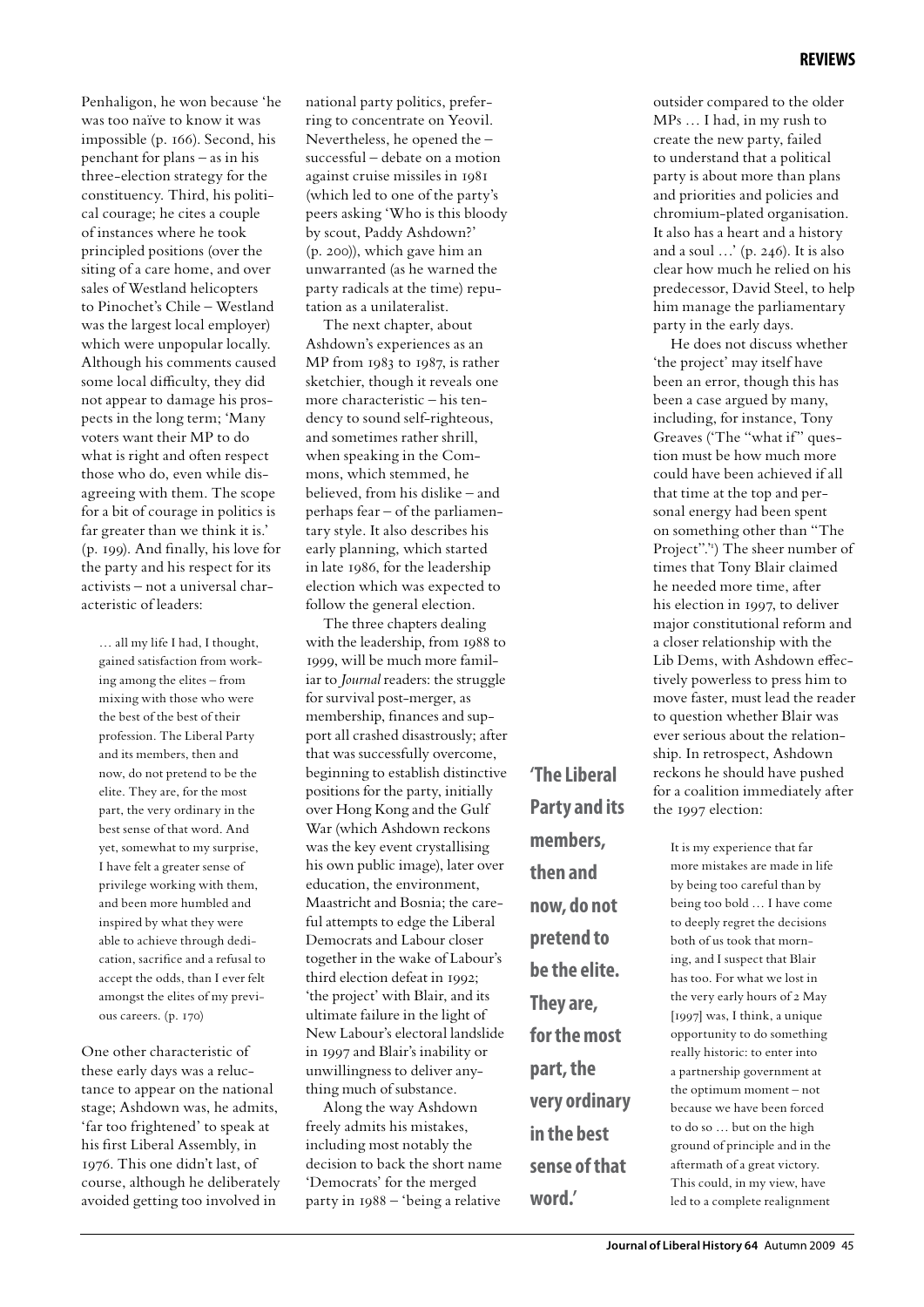Penhaligon, he won because 'he was too naïve to know it was impossible (p. 166). Second, his penchant for plans – as in his three-election strategy for the constituency. Third, his political courage; he cites a couple of instances where he took principled positions (over the siting of a care home, and over sales of Westland helicopters to Pinochet's Chile – Westland was the largest local employer) which were unpopular locally. Although his comments caused some local difficulty, they did not appear to damage his prospects in the long term; 'Many voters want their MP to do what is right and often respect those who do, even while disagreeing with them. The scope for a bit of courage in politics is far greater than we think it is.' (p. 199). And finally, his love for the party and his respect for its activists – not a universal characteristic of leaders:

> … all my life I had, I thought, gained satisfaction from working among the elites – from mixing with those who were the best of the best of their profession. The Liberal Party and its members, then and now, do not pretend to be the elite. They are, for the most part, the very ordinary in the best sense of that word. And yet, somewhat to my surprise, I have felt a greater sense of privilege working with them, and been more humbled and inspired by what they were able to achieve through dedication, sacrifice and a refusal to accept the odds, than I ever felt amongst the elites of my previous careers. (p. 170)

One other characteristic of these early days was a reluctance to appear on the national stage; Ashdown was, he admits, 'far too frightened' to speak at his first Liberal Assembly, in 1976. This one didn't last, of course, although he deliberately avoided getting too involved in national party politics, preferring to concentrate on Yeovil. Nevertheless, he opened the – successful – debate on a motion against cruise missiles in 1981 (which led to one of the party's peers asking 'Who is this bloody by scout, Paddy Ashdown?' (p. 200)), which gave him an unwarranted (as he warned the party radicals at the time) reputation as a unilateralist.

The next chapter, about Ashdown's experiences as an MP from 1983 to 1987, is rather sketchier, though it reveals one more characteristic – his tendency to sound self-righteous, and sometimes rather shrill, when speaking in the Commons, which stemmed, he believed, from his dislike – and perhaps fear – of the parliamentary style. It also describes his early planning, which started in late 1986, for the leadership election which was expected to follow the general election.

The three chapters dealing with the leadership, from 1988 to 1999, will be much more familiar to *Journal* readers: the struggle for survival post-merger, as membership, finances and support all crashed disastrously; after that was successfully overcome, beginning to establish distinctive positions for the party, initially over Hong Kong and the Gulf War (which Ashdown reckons was the key event crystallising his own public image), later over education, the environment, Maastricht and Bosnia; the careful attempts to edge the Liberal Democrats and Labour closer together in the wake of Labour's third election defeat in 1992; 'the project' with Blair, and its ultimate failure in the light of New Labour's electoral landslide in 1997 and Blair's inability or unwillingness to deliver anything much of substance.

Along the way Ashdown freely admits his mistakes, including most notably the decision to back the short name 'Democrats' for the merged party in 1988 – 'being a relative outsider compared to the older MPs … I had, in my rush to create the new party, failed to understand that a political party is about more than plans and priorities and policies and chromium-plated organisation. It also has a heart and a history and a soul …' (p. 246). It is also clear how much he relied on his predecessor, David Steel, to help him manage the parliamentary party in the early days.

He does not discuss whether 'the project' may itself have been an error, though this has been a case argued by many, including, for instance, Tony Greaves ('The "what if" question must be how much more could have been achieved if all that time at the top and personal energy had been spent on something other than "The Project".'[1]) The sheer number of times that Tony Blair claimed he needed more time, after his election in 1997, to deliver major constitutional reform and a closer relationship with the Lib Dems, with Ashdown effectively powerless to press him to move faster, must lead the reader to question whether Blair was ever serious about the relationship. In retrospect, Ashdown reckons he should have pushed for a coalition immediately after the 1997 election:

> It is my experience that far more mistakes are made in life by being too careful than by being too bold … I have come to deeply regret the decisions both of us took that morning, and I suspect that Blair has too. For what we lost in the very early hours of 2 May [1997] was, I think, a unique opportunity to do something really historic: to enter into a partnership government at the optimum moment – not because we have been forced to do so … but on the high ground of principle and in the aftermath of a great victory. This could, in my view, have led to a complete realignment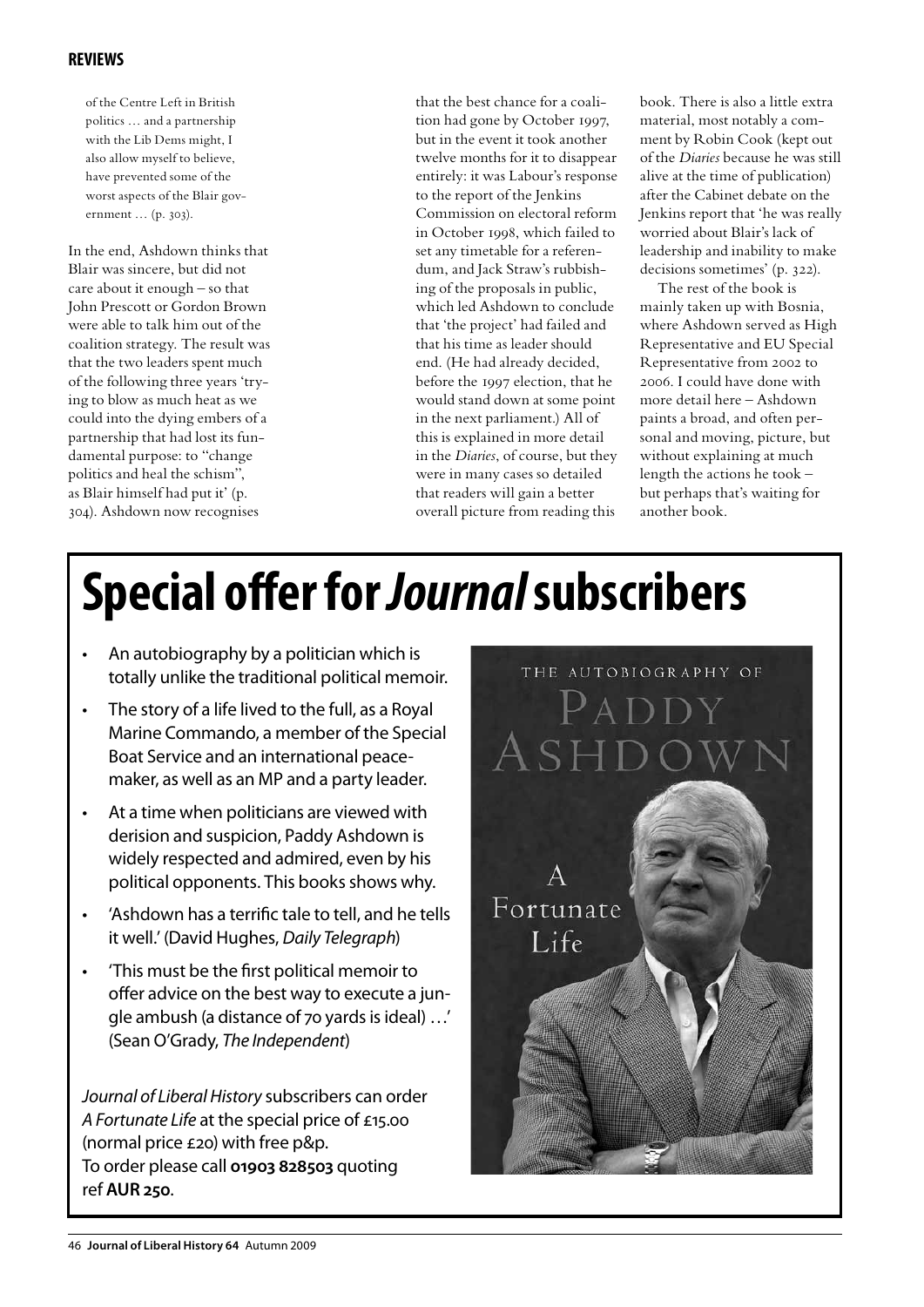of the Centre Left in British politics … and a partnership with the Lib Dems might, I also allow myself to believe, have prevented some of the worst aspects of the Blair government … (p. 303).

In the end, Ashdown thinks that Blair was sincere, but did not care about it enough – so that John Prescott or Gordon Brown were able to talk him out of the coalition strategy. The result was that the two leaders spent much of the following three years 'trying to blow as much heat as we could into the dying embers of a partnership that had lost its fundamental purpose: to "change politics and heal the schism", as Blair himself had put it' (p. 304). Ashdown now recognises that the best chance for a coalition had gone by October 1997, but in the event it took another twelve months for it to disappear entirely: it was Labour's response to the report of the Jenkins Commission on electoral reform in October 1998, which failed to set any timetable for a referendum, and Jack Straw's rubbishing of the proposals in public, which led Ashdown to conclude that 'the project' had failed and that his time as leader should end. (He had already decided, before the 1997 election, that he would stand down at some point in the next parliament.) All of this is explained in more detail in the *Diaries*, of course, but they were in many cases so detailed that readers will gain a better overall picture from reading this book. There is also a little extra material, most notably a comment by Robin Cook (kept out of the *Diaries* because he was still alive at the time of publication) after the Cabinet debate on the Jenkins report that 'he was really worried about Blair's lack of leadership and inability to make decisions sometimes' (p. 322).

The rest of the book is mainly taken up with Bosnia, where Ashdown served as High Representative and EU Special Representative from 2002 to 2006. I could have done with more detail here – Ashdown paints a broad, and often personal and moving, picture, but without explaining at much length the actions he took – but perhaps that's waiting for another book.

# Special offer for *Journal* subscribers

- An autobiography by a politician which is totally unlike the traditional political memoir.
- The story of a life lived to the full, as a Royal Marine Commando, a member of the Special Boat Service and an international peacemaker, as well as an MP and a party leader.
- At a time when politicians are viewed with derision and suspicion, Paddy Ashdown is widely respected and admired, even by his political opponents. This books shows why.
- 'Ashdown has a terrific tale to tell, and he tells it well.' (David Hughes, *Daily Telegraph*)
- 'This must be the first political memoir to offer advice on the best way to execute a jungle ambush (a distance of 70 yards is ideal) …' (Sean O'Grady, *The Independent*)

THE AUTOBIOGRAPHY OF PADDY ASHDOWN

A Fortunate Life

*Journal of Liberal History* subscribers can order *A Fortunate Life* at the special price of £15.00 (normal price £20) with free p&p.
To order please call **01903 828503** quoting ref **AUR 250**.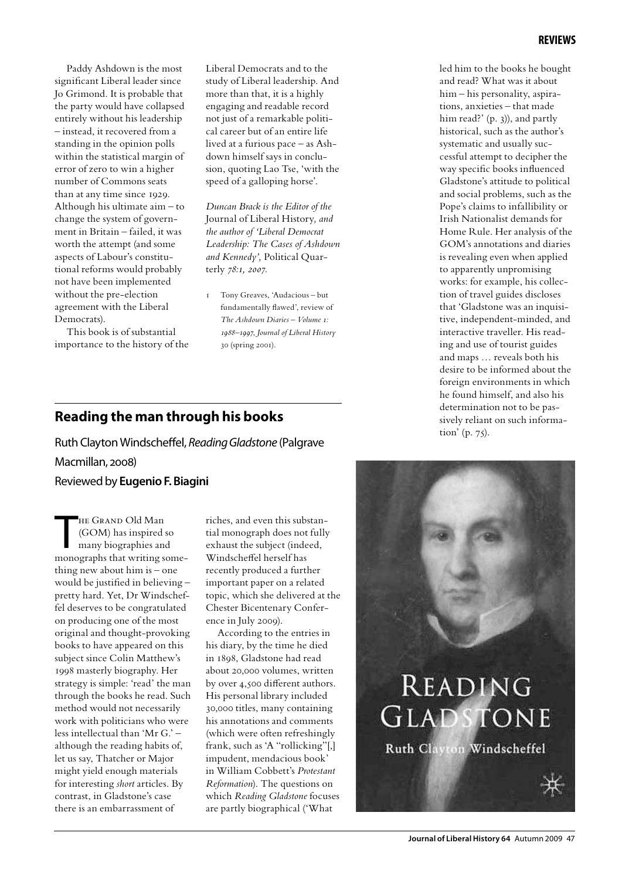Paddy Ashdown is the most significant Liberal leader since Jo Grimond. It is probable that the party would have collapsed entirely without his leadership – instead, it recovered from a standing in the opinion polls within the statistical margin of error of zero to win a higher number of Commons seats than at any time since 1929. Although his ultimate aim – to change the system of government in Britain – failed, it was worth the attempt (and some aspects of Labour's constitutional reforms would probably not have been implemented without the pre-election agreement with the Liberal Democrats).

This book is of substantial importance to the history of the Liberal Democrats and to the study of Liberal leadership. And more than that, it is a highly engaging and readable record not just of a remarkable political career but of an entire life lived at a furious pace – as Ashdown himself says in conclusion, quoting Lao Tse, 'with the speed of a galloping horse'.

*Duncan Brack is the Editor of the* Journal of Liberal History*, and the author of 'Liberal Democrat Leadership: The Cases of Ashdown and Kennedy',* Political Quarterly *78:1, 2007.*

1 Tony Greaves, 'Audacious – but fundamentally flawed', review of *The Ashdown Diaries – Volume 1: 1988–1997, Journal of Liberal History* 30 (spring 2001).

## Reading the man through his books

Ruth Clayton Windscheffel, *Reading Gladstone* (Palgrave Macmillan, 2008)

Reviewed by **Eugenio F. Biagini**

The Grand Old Man (GOM) has inspired so many biographies and monographs that writing something new about him is – one would be justified in believing – pretty hard. Yet, Dr Windscheffel deserves to be congratulated on producing one of the most original and thought-provoking books to have appeared on this subject since Colin Matthew's 1998 masterly biography. Her strategy is simple: 'read' the man through the books he read. Such method would not necessarily work with politicians who were less intellectual than 'Mr G.' – although the reading habits of, let us say, Thatcher or Major might yield enough materials for interesting *short* articles. By contrast, in Gladstone's case there is an embarrassment of riches, and even this substantial monograph does not fully exhaust the subject (indeed, Windscheffel herself has recently produced a further important paper on a related topic, which she delivered at the Chester Bicentenary Conference in July 2009).

According to the entries in his diary, by the time he died in 1898, Gladstone had read about 20,000 volumes, written by over 4,500 different authors. His personal library included 30,000 titles, many containing his annotations and comments (which were often refreshingly frank, such as 'A "rollicking"[,] impudent, mendacious book' in William Cobbett's *Protestant Reformation*). The questions on which *Reading Gladstone* focuses are partly biographical ('What led him to the books he bought and read? What was it about him – his personality, aspirations, anxieties – that made him read?' (p. 3)), and partly historical, such as the author's systematic and usually successful attempt to decipher the way specific books influenced Gladstone's attitude to political and social problems, such as the Pope's claims to infallibility or Irish Nationalist demands for Home Rule. Her analysis of the GOM's annotations and diaries is revealing even when applied to apparently unpromising works: for example, his collection of travel guides discloses that 'Gladstone was an inquisitive, independent-minded, and interactive traveller. His reading and use of tourist guides and maps … reveals both his desire to be informed about the foreign environments in which he found himself, and also his determination not to be passively reliant on such information' (p. 75).

READING GLADSTONE

Ruth Clayton Windscheffel